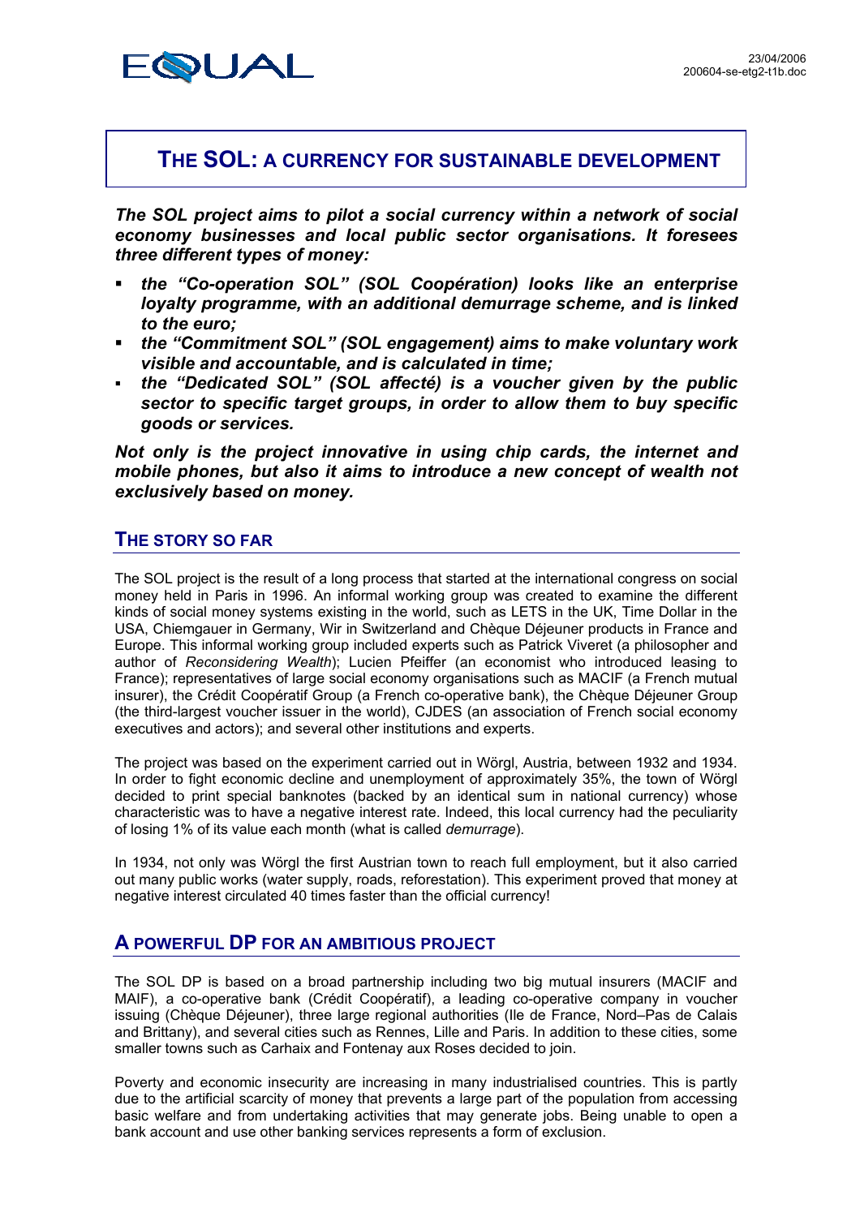# THE SOL: A CURRENCY FOR SUSTAINABLE DEVELOPMENT

***The SOL project aims to pilot a social currency within a network of social economy businesses and local public sector organisations. It foresees three different types of money:***

- ***the "Co-operation SOL" (SOL Coopération) looks like an enterprise loyalty programme, with an additional demurrage scheme, and is linked to the euro;***
- ***the "Commitment SOL" (SOL engagement) aims to make voluntary work visible and accountable, and is calculated in time;***
- ***the "Dedicated SOL" (SOL affecté) is a voucher given by the public sector to specific target groups, in order to allow them to buy specific goods or services.***

***Not only is the project innovative in using chip cards, the internet and mobile phones, but also it aims to introduce a new concept of wealth not exclusively based on money.***

## THE STORY SO FAR

The SOL project is the result of a long process that started at the international congress on social money held in Paris in 1996. An informal working group was created to examine the different kinds of social money systems existing in the world, such as LETS in the UK, Time Dollar in the USA, Chiemgauer in Germany, Wir in Switzerland and Chèque Déjeuner products in France and Europe. This informal working group included experts such as Patrick Viveret (a philosopher and author of *Reconsidering Wealth*); Lucien Pfeiffer (an economist who introduced leasing to France); representatives of large social economy organisations such as MACIF (a French mutual insurer), the Crédit Coopératif Group (a French co-operative bank), the Chèque Déjeuner Group (the third-largest voucher issuer in the world), CJDES (an association of French social economy executives and actors); and several other institutions and experts.

The project was based on the experiment carried out in Wörgl, Austria, between 1932 and 1934. In order to fight economic decline and unemployment of approximately 35%, the town of Wörgl decided to print special banknotes (backed by an identical sum in national currency) whose characteristic was to have a negative interest rate. Indeed, this local currency had the peculiarity of losing 1% of its value each month (what is called *demurrage*).

In 1934, not only was Wörgl the first Austrian town to reach full employment, but it also carried out many public works (water supply, roads, reforestation). This experiment proved that money at negative interest circulated 40 times faster than the official currency!

## A POWERFUL DP FOR AN AMBITIOUS PROJECT

The SOL DP is based on a broad partnership including two big mutual insurers (MACIF and MAIF), a co-operative bank (Crédit Coopératif), a leading co-operative company in voucher issuing (Chèque Déjeuner), three large regional authorities (Ile de France, Nord–Pas de Calais and Brittany), and several cities such as Rennes, Lille and Paris. In addition to these cities, some smaller towns such as Carhaix and Fontenay aux Roses decided to join.

Poverty and economic insecurity are increasing in many industrialised countries. This is partly due to the artificial scarcity of money that prevents a large part of the population from accessing basic welfare and from undertaking activities that may generate jobs. Being unable to open a bank account and use other banking services represents a form of exclusion.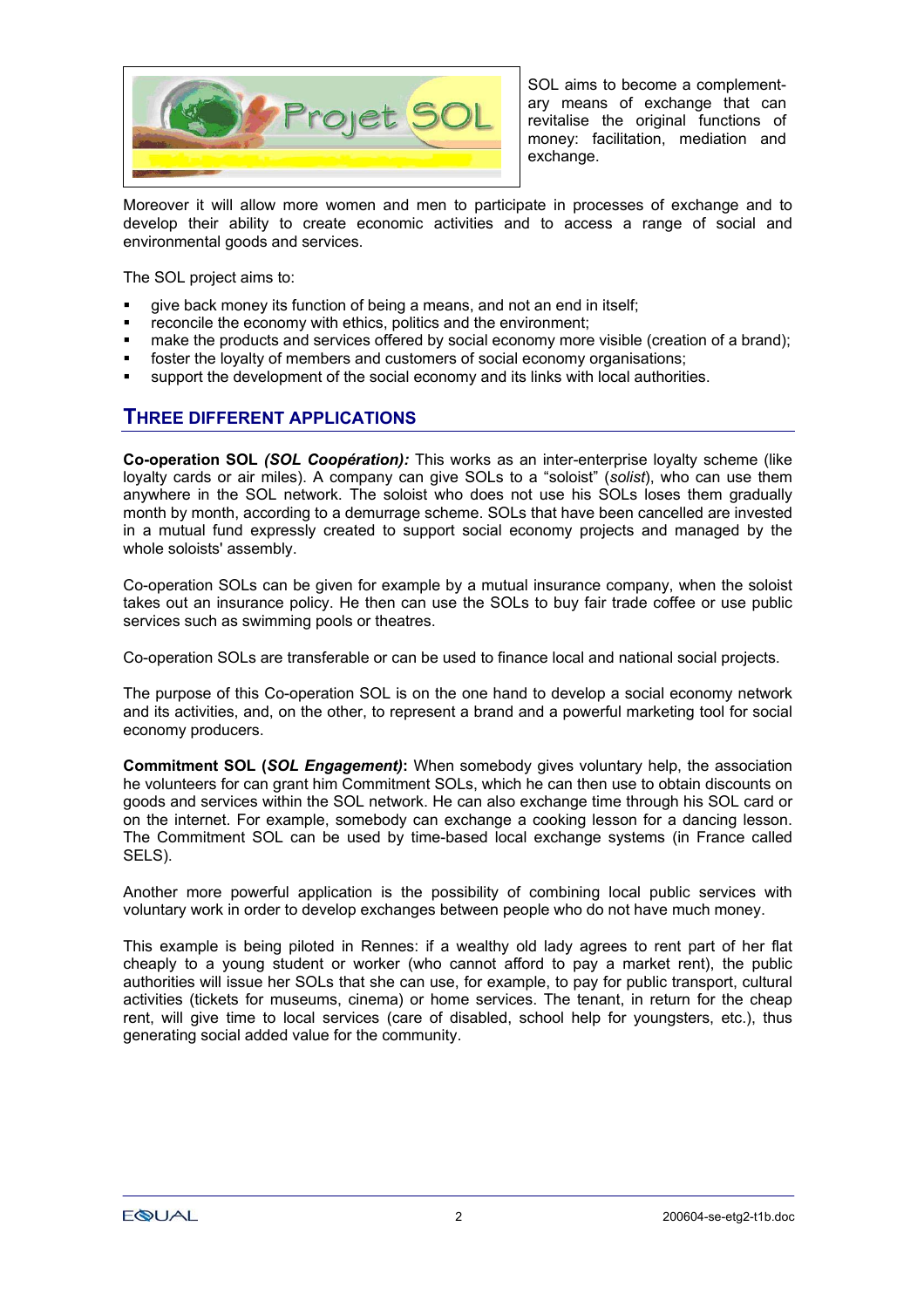SOL aims to become a complementary means of exchange that can revitalise the original functions of money: facilitation, mediation and exchange.

Moreover it will allow more women and men to participate in processes of exchange and to develop their ability to create economic activities and to access a range of social and environmental goods and services.

The SOL project aims to:

- give back money its function of being a means, and not an end in itself;
- reconcile the economy with ethics, politics and the environment;
- make the products and services offered by social economy more visible (creation of a brand);
- foster the loyalty of members and customers of social economy organisations;
- support the development of the social economy and its links with local authorities.

## Three different applications

**Co-operation SOL *(SOL Coopération):*** This works as an inter-enterprise loyalty scheme (like loyalty cards or air miles). A company can give SOLs to a "soloist" (*solist*), who can use them anywhere in the SOL network. The soloist who does not use his SOLs loses them gradually month by month, according to a demurrage scheme. SOLs that have been cancelled are invested in a mutual fund expressly created to support social economy projects and managed by the whole soloists' assembly.

Co-operation SOLs can be given for example by a mutual insurance company, when the soloist takes out an insurance policy. He then can use the SOLs to buy fair trade coffee or use public services such as swimming pools or theatres.

Co-operation SOLs are transferable or can be used to finance local and national social projects.

The purpose of this Co-operation SOL is on the one hand to develop a social economy network and its activities, and, on the other, to represent a brand and a powerful marketing tool for social economy producers.

**Commitment SOL (*SOL Engagement)*:** When somebody gives voluntary help, the association he volunteers for can grant him Commitment SOLs, which he can then use to obtain discounts on goods and services within the SOL network. He can also exchange time through his SOL card or on the internet. For example, somebody can exchange a cooking lesson for a dancing lesson. The Commitment SOL can be used by time-based local exchange systems (in France called SELS).

Another more powerful application is the possibility of combining local public services with voluntary work in order to develop exchanges between people who do not have much money.

This example is being piloted in Rennes: if a wealthy old lady agrees to rent part of her flat cheaply to a young student or worker (who cannot afford to pay a market rent), the public authorities will issue her SOLs that she can use, for example, to pay for public transport, cultural activities (tickets for museums, cinema) or home services. The tenant, in return for the cheap rent, will give time to local services (care of disabled, school help for youngsters, etc.), thus generating social added value for the community.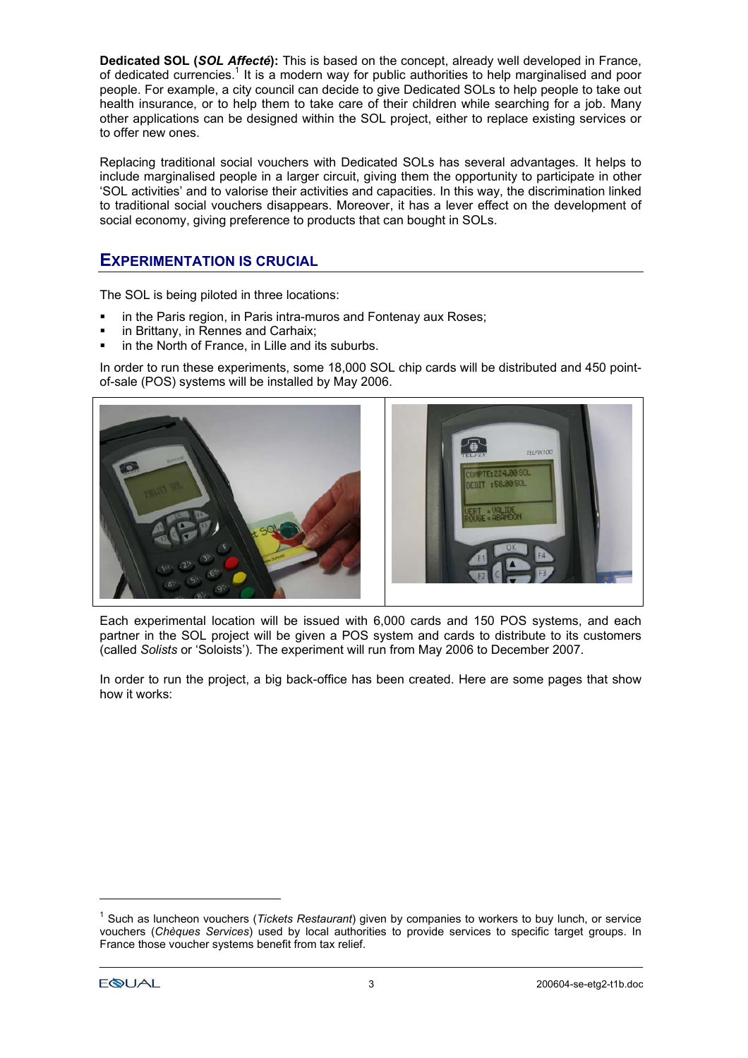**Dedicated SOL (*SOL Affecté*):** This is based on the concept, already well developed in France, of dedicated currencies.[1] It is a modern way for public authorities to help marginalised and poor people. For example, a city council can decide to give Dedicated SOLs to help people to take out health insurance, or to help them to take care of their children while searching for a job. Many other applications can be designed within the SOL project, either to replace existing services or to offer new ones.

Replacing traditional social vouchers with Dedicated SOLs has several advantages. It helps to include marginalised people in a larger circuit, giving them the opportunity to participate in other 'SOL activities' and to valorise their activities and capacities. In this way, the discrimination linked to traditional social vouchers disappears. Moreover, it has a lever effect on the development of social economy, giving preference to products that can bought in SOLs.

## Experimentation is crucial

The SOL is being piloted in three locations:

- in the Paris region, in Paris intra-muros and Fontenay aux Roses;
- in Brittany, in Rennes and Carhaix;
- in the North of France, in Lille and its suburbs.

In order to run these experiments, some 18,000 SOL chip cards will be distributed and 450 point-of-sale (POS) systems will be installed by May 2006.

Each experimental location will be issued with 6,000 cards and 150 POS systems, and each partner in the SOL project will be given a POS system and cards to distribute to its customers (called *Solists* or 'Soloists'). The experiment will run from May 2006 to December 2007.

In order to run the project, a big back-office has been created. Here are some pages that show how it works:

[1] Such as luncheon vouchers (*Tickets Restaurant*) given by companies to workers to buy lunch, or service vouchers (*Chèques Services*) used by local authorities to provide services to specific target groups. In France those voucher systems benefit from tax relief.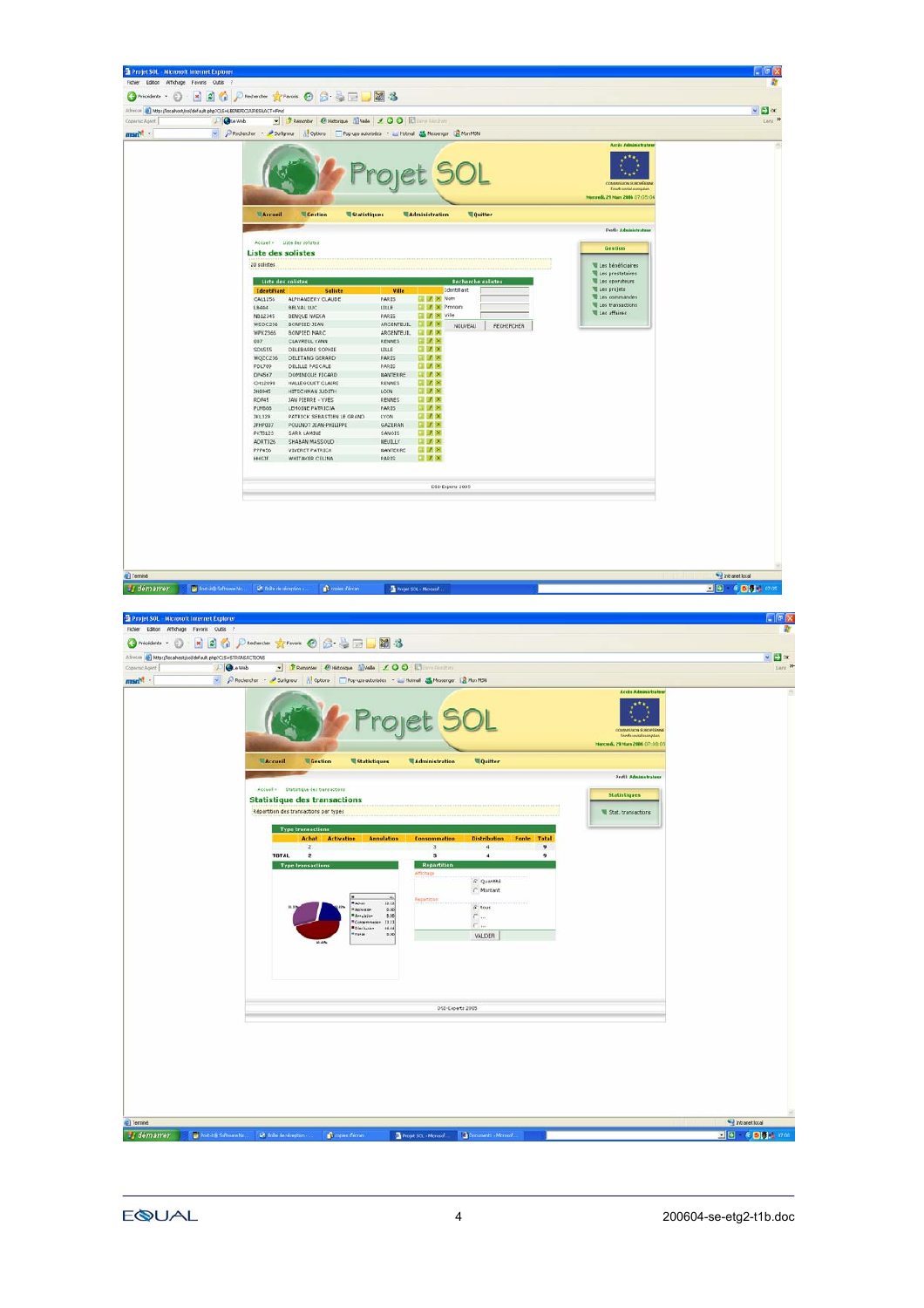Projet SOL

Accueil | Gestion | Statistiques | Administration | Quitter

Profil : Administrateur

Accueil › Liste des solistes

## Liste des solistes

20 solistes

**Liste des solistes**

| Identifiant | Soliste | Ville |
|---|---|---|
| CAL1256 | ALPHANDERY CLAUDE | PARIS |
| LB464 | BELSAL LUC | LILLE |
| NB12345 | BENQUE NADIA | PARIS |
| WEDC236 | BONPIED JEAN | ARGENTEUIL |
| WPK2365 | BONPIED MARC | ARGENTEUIL |
| 007 | CLAYREUL YANN | RENNES |
| SDI555 | DELEBARRE SOPHIE | LILLE |
| WQZC236 | DELETANG GERARD | PARIS |
| PDL789 | DELILLE PASCALE | PARIS |
| DP4567 | DOMINIQUE PICARD | NANTERRE |
| CH12098 | HALLEGOUET CLAIRE | RENNES |
| JH8945 | HITSCHMAN JUDITH | LYON |
| RDF45 | JAN PIERRE - YVES | RENNES |
| PLM568 | LEMOINE PATRICIA | PARIS |
| JKL129 | PATRICK SEBASTIEN LE GRAND | LYON |
| JFHP037 | POULNOT JEAN-PHILIPPE | GAZERAN |
| PKTD123 | SARA LAKINE | SANOIS |
| ADKT326 | SHABAN MASSOUD | NEUILLY |
| PTP456 | VINCENT PATRICK | NANTERRE |
| HHKJF | WHITAKER CELINA | PARIS |

**Recherche solistes**

Identifiant / Nom / Prenom / Ville

NOUVEAU | RECHERCHER

**Gestion**

- Les bénéficiaires
- Les prestataires
- Les operateurs
- Les projets
- Les commandes
- Les transactions
- Les affaires

DSI-Experts 2005

---

Projet SOL

Accueil | Gestion | Statistiques | Administration | Quitter

Profil : Administrateur

Accueil › Statistique des transactions

## Statistique des transactions

Répartition des transactions par types

**Type transactions**

| | Achat | Activation | Annulation | Consommation | Distribution | Fonte | Total |
|---|---|---|---|---|---|---|---|
| | 2 | | | 3 | 4 | | 9 |
| TOTAL | 2 | | | 3 | 4 | | 9 |

**Type transactions** / **Répartition**

Affichage : Quantité / Montant

Répartition : Tous

VALIDER

**Statistiques**

- Stat. transactions

DSI-Experts 2005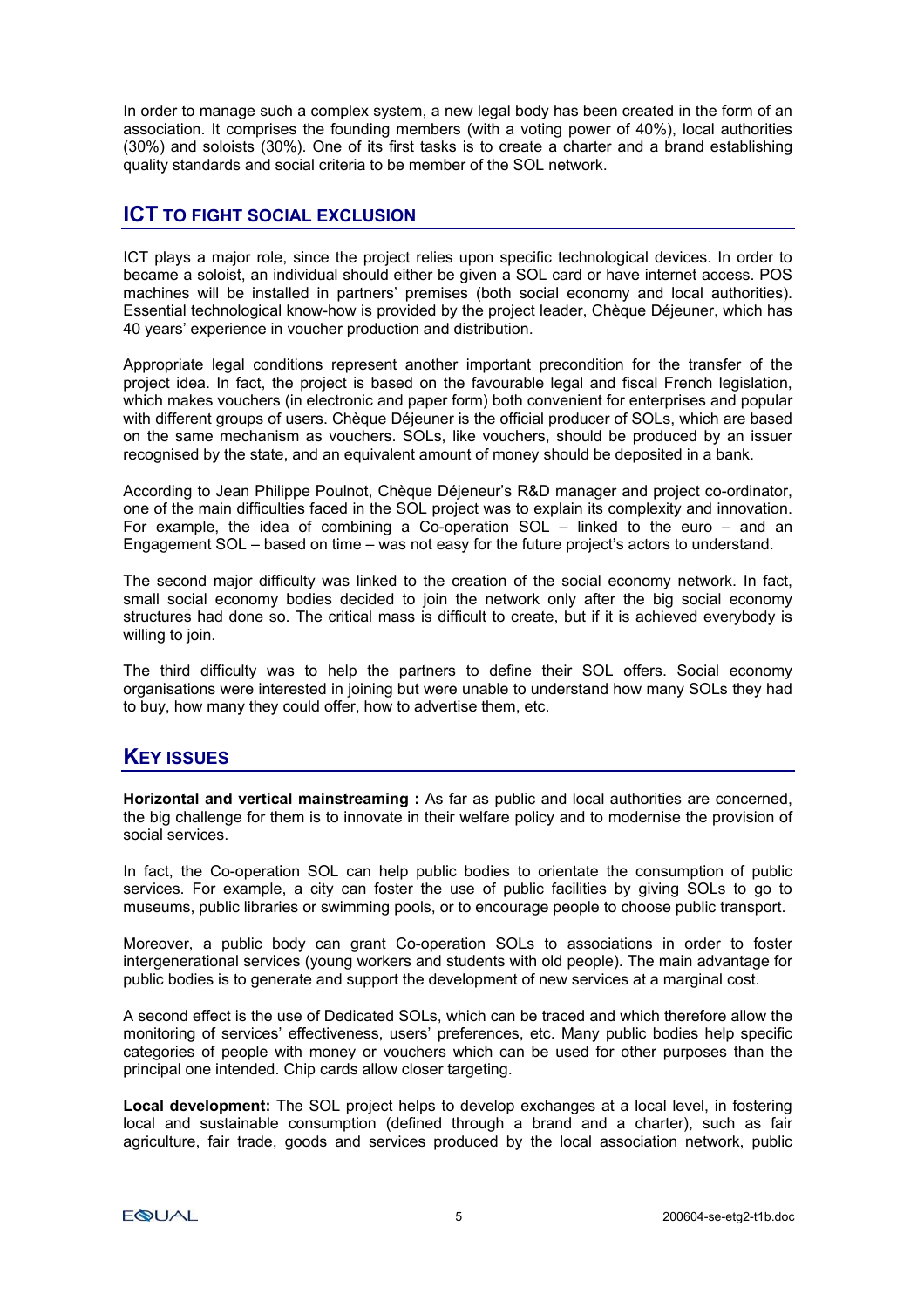In order to manage such a complex system, a new legal body has been created in the form of an association. It comprises the founding members (with a voting power of 40%), local authorities (30%) and soloists (30%). One of its first tasks is to create a charter and a brand establishing quality standards and social criteria to be member of the SOL network.

## ICT TO FIGHT SOCIAL EXCLUSION

ICT plays a major role, since the project relies upon specific technological devices. In order to became a soloist, an individual should either be given a SOL card or have internet access. POS machines will be installed in partners' premises (both social economy and local authorities). Essential technological know-how is provided by the project leader, Chèque Déjeuner, which has 40 years' experience in voucher production and distribution.

Appropriate legal conditions represent another important precondition for the transfer of the project idea. In fact, the project is based on the favourable legal and fiscal French legislation, which makes vouchers (in electronic and paper form) both convenient for enterprises and popular with different groups of users. Chèque Déjeuner is the official producer of SOLs, which are based on the same mechanism as vouchers. SOLs, like vouchers, should be produced by an issuer recognised by the state, and an equivalent amount of money should be deposited in a bank.

According to Jean Philippe Poulnot, Chèque Déjeneur's R&D manager and project co-ordinator, one of the main difficulties faced in the SOL project was to explain its complexity and innovation. For example, the idea of combining a Co-operation SOL – linked to the euro – and an Engagement SOL – based on time – was not easy for the future project's actors to understand.

The second major difficulty was linked to the creation of the social economy network. In fact, small social economy bodies decided to join the network only after the big social economy structures had done so. The critical mass is difficult to create, but if it is achieved everybody is willing to join.

The third difficulty was to help the partners to define their SOL offers. Social economy organisations were interested in joining but were unable to understand how many SOLs they had to buy, how many they could offer, how to advertise them, etc.

## KEY ISSUES

**Horizontal and vertical mainstreaming :** As far as public and local authorities are concerned, the big challenge for them is to innovate in their welfare policy and to modernise the provision of social services.

In fact, the Co-operation SOL can help public bodies to orientate the consumption of public services. For example, a city can foster the use of public facilities by giving SOLs to go to museums, public libraries or swimming pools, or to encourage people to choose public transport.

Moreover, a public body can grant Co-operation SOLs to associations in order to foster intergenerational services (young workers and students with old people). The main advantage for public bodies is to generate and support the development of new services at a marginal cost.

A second effect is the use of Dedicated SOLs, which can be traced and which therefore allow the monitoring of services' effectiveness, users' preferences, etc. Many public bodies help specific categories of people with money or vouchers which can be used for other purposes than the principal one intended. Chip cards allow closer targeting.

**Local development:** The SOL project helps to develop exchanges at a local level, in fostering local and sustainable consumption (defined through a brand and a charter), such as fair agriculture, fair trade, goods and services produced by the local association network, public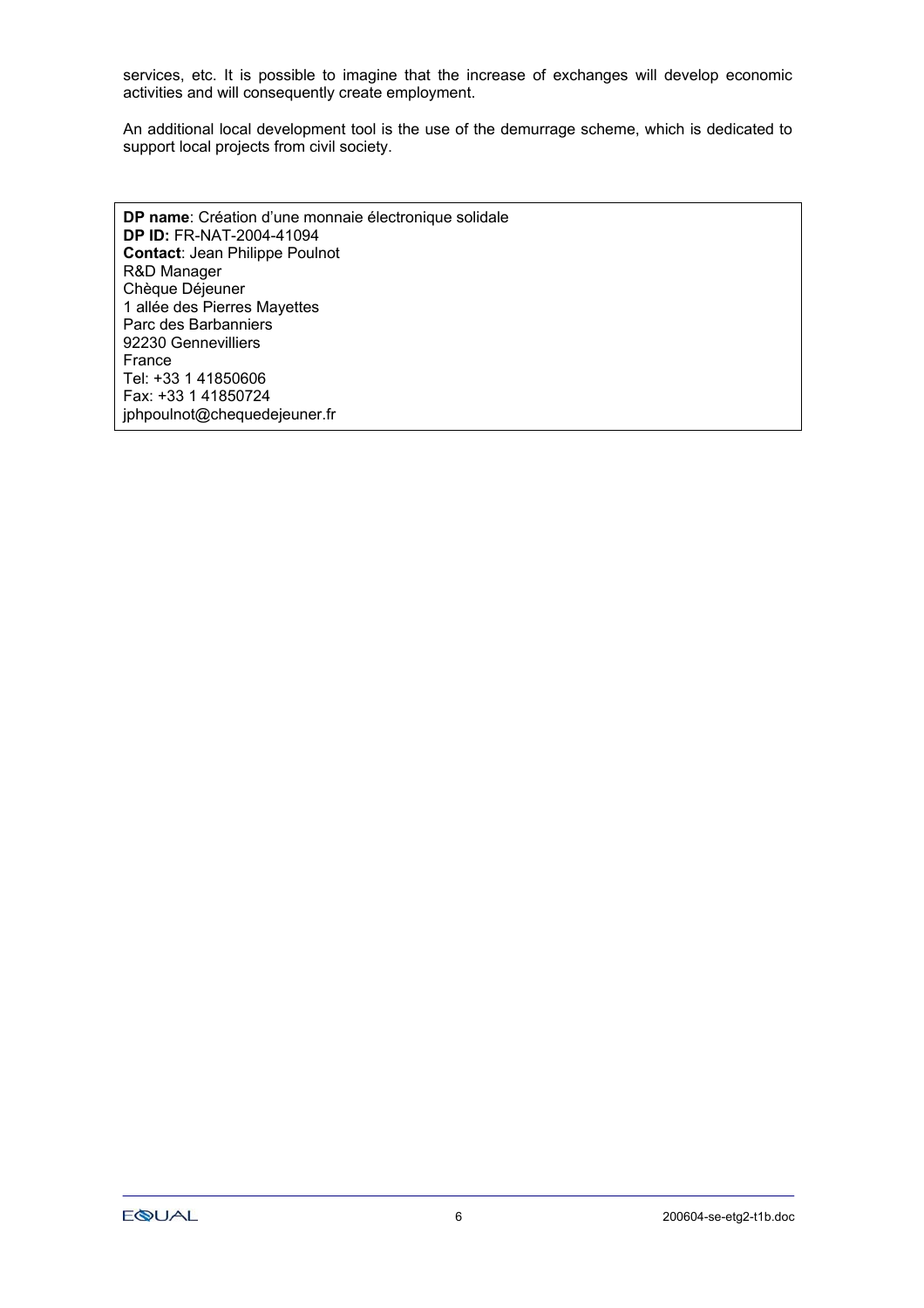services, etc. It is possible to imagine that the increase of exchanges will develop economic activities and will consequently create employment.

An additional local development tool is the use of the demurrage scheme, which is dedicated to support local projects from civil society.

**DP name**: Création d'une monnaie électronique solidale
**DP ID:** FR-NAT-2004-41094
**Contact**: Jean Philippe Poulnot
R&D Manager
Chèque Déjeuner
1 allée des Pierres Mayettes
Parc des Barbanniers
92230 Gennevilliers
France
Tel: +33 1 41850606
Fax: +33 1 41850724
jphpoulnot@chequedejeuner.fr